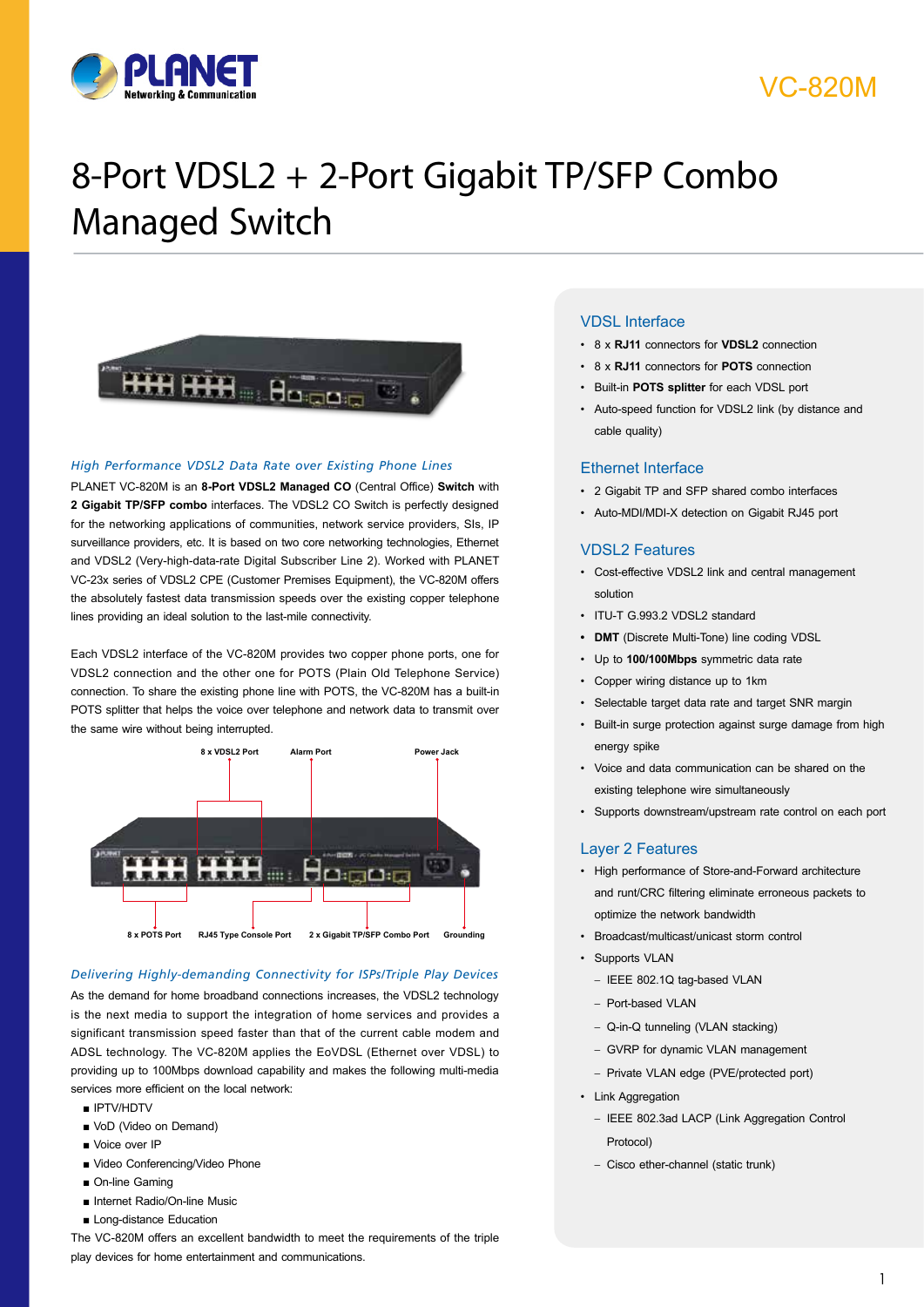VC-820M

# 8-Port VDSL2 + 2-Port Gigabit TP/SFP Combo Managed Switch

### *High Performance VDSL2 Data Rate over Existing Phone Lines*

PLANET VC-820M is an **8-Port VDSL2 Managed CO** (Central Office) **Switch** with **2 Gigabit TP/SFP combo** interfaces. The VDSL2 CO Switch is perfectly designed for the networking applications of communities, network service providers, SIs, IP surveillance providers, etc. It is based on two core networking technologies, Ethernet and VDSL2 (Very-high-data-rate Digital Subscriber Line 2). Worked with PLANET VC-23x series of VDSL2 CPE (Customer Premises Equipment), the VC-820M offers the absolutely fastest data transmission speeds over the existing copper telephone lines providing an ideal solution to the last-mile connectivity.

Each VDSL2 interface of the VC-820M provides two copper phone ports, one for VDSL2 connection and the other one for POTS (Plain Old Telephone Service) connection. To share the existing phone line with POTS, the VC-820M has a built-in POTS splitter that helps the voice over telephone and network data to transmit over the same wire without being interrupted.

8 x VDSL2 Port | Alarm Port | Power Jack

8 x POTS Port | RJ45 Type Console Port | 2 x Gigabit TP/SFP Combo Port | Grounding

### *Delivering Highly-demanding Connectivity for ISPs/Triple Play Devices*

As the demand for home broadband connections increases, the VDSL2 technology is the next media to support the integration of home services and provides a significant transmission speed faster than that of the current cable modem and ADSL technology. The VC-820M applies the EoVDSL (Ethernet over VDSL) to providing up to 100Mbps download capability and makes the following multi-media services more efficient on the local network:

- IPTV/HDTV
- VoD (Video on Demand)
- Voice over IP
- Video Conferencing/Video Phone
- On-line Gaming
- Internet Radio/On-line Music
- Long-distance Education

The VC-820M offers an excellent bandwidth to meet the requirements of the triple play devices for home entertainment and communications.

## VDSL Interface

- 8 x **RJ11** connectors for **VDSL2** connection
- 8 x **RJ11** connectors for **POTS** connection
- Built-in **POTS splitter** for each VDSL port
- Auto-speed function for VDSL2 link (by distance and cable quality)

## Ethernet Interface

- 2 Gigabit TP and SFP shared combo interfaces
- Auto-MDI/MDI-X detection on Gigabit RJ45 port

## VDSL2 Features

- Cost-effective VDSL2 link and central management solution
- ITU-T G.993.2 VDSL2 standard
- **DMT** (Discrete Multi-Tone) line coding VDSL
- Up to **100/100Mbps** symmetric data rate
- Copper wiring distance up to 1km
- Selectable target data rate and target SNR margin
- Built-in surge protection against surge damage from high energy spike
- Voice and data communication can be shared on the existing telephone wire simultaneously
- Supports downstream/upstream rate control on each port

## Layer 2 Features

- High performance of Store-and-Forward architecture and runt/CRC filtering eliminate erroneous packets to optimize the network bandwidth
- Broadcast/multicast/unicast storm control
- Supports VLAN
  - IEEE 802.1Q tag-based VLAN
  - Port-based VLAN
  - Q-in-Q tunneling (VLAN stacking)
  - GVRP for dynamic VLAN management
  - Private VLAN edge (PVE/protected port)
- Link Aggregation
  - IEEE 802.3ad LACP (Link Aggregation Control Protocol)
  - Cisco ether-channel (static trunk)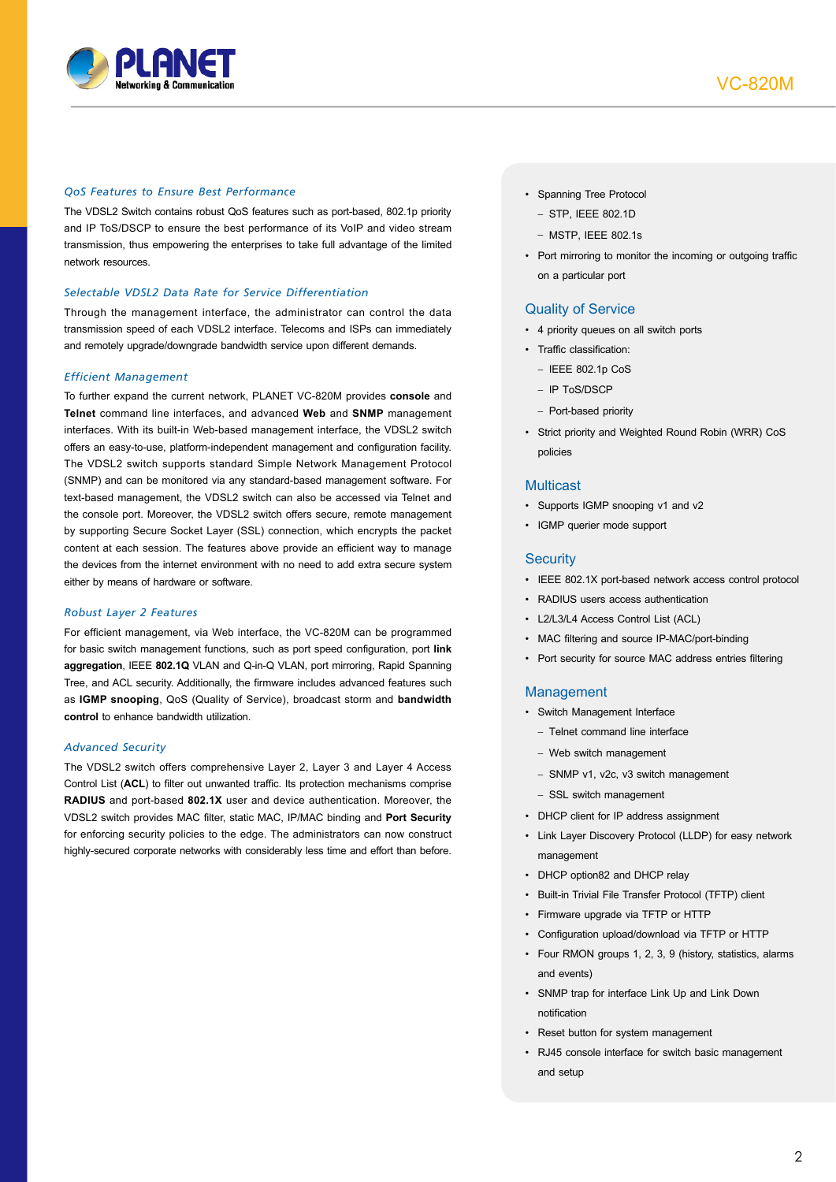### QoS Features to Ensure Best Performance

The VDSL2 Switch contains robust QoS features such as port-based, 802.1p priority and IP ToS/DSCP to ensure the best performance of its VoIP and video stream transmission, thus empowering the enterprises to take full advantage of the limited network resources.

### Selectable VDSL2 Data Rate for Service Differentiation

Through the management interface, the administrator can control the data transmission speed of each VDSL2 interface. Telecoms and ISPs can immediately and remotely upgrade/downgrade bandwidth service upon different demands.

### Efficient Management

To further expand the current network, PLANET VC-820M provides **console** and **Telnet** command line interfaces, and advanced **Web** and **SNMP** management interfaces. With its built-in Web-based management interface, the VDSL2 switch offers an easy-to-use, platform-independent management and configuration facility. The VDSL2 switch supports standard Simple Network Management Protocol (SNMP) and can be monitored via any standard-based management software. For text-based management, the VDSL2 switch can also be accessed via Telnet and the console port. Moreover, the VDSL2 switch offers secure, remote management by supporting Secure Socket Layer (SSL) connection, which encrypts the packet content at each session. The features above provide an efficient way to manage the devices from the internet environment with no need to add extra secure system either by means of hardware or software.

### Robust Layer 2 Features

For efficient management, via Web interface, the VC-820M can be programmed for basic switch management functions, such as port speed configuration, port **link aggregation**, IEEE **802.1Q** VLAN and Q-in-Q VLAN, port mirroring, Rapid Spanning Tree, and ACL security. Additionally, the firmware includes advanced features such as **IGMP snooping**, QoS (Quality of Service), broadcast storm and **bandwidth control** to enhance bandwidth utilization.

### Advanced Security

The VDSL2 switch offers comprehensive Layer 2, Layer 3 and Layer 4 Access Control List (**ACL**) to filter out unwanted traffic. Its protection mechanisms comprise **RADIUS** and port-based **802.1X** user and device authentication. Moreover, the VDSL2 switch provides MAC filter, static MAC, IP/MAC binding and **Port Security** for enforcing security policies to the edge. The administrators can now construct highly-secured corporate networks with considerably less time and effort than before.

- Spanning Tree Protocol
  - STP, IEEE 802.1D
  - MSTP, IEEE 802.1s
- Port mirroring to monitor the incoming or outgoing traffic on a particular port

## Quality of Service

- 4 priority queues on all switch ports
- Traffic classification:
  - IEEE 802.1p CoS
  - IP ToS/DSCP
  - Port-based priority
- Strict priority and Weighted Round Robin (WRR) CoS policies

## Multicast

- Supports IGMP snooping v1 and v2
- IGMP querier mode support

## Security

- IEEE 802.1X port-based network access control protocol
- RADIUS users access authentication
- L2/L3/L4 Access Control List (ACL)
- MAC filtering and source IP-MAC/port-binding
- Port security for source MAC address entries filtering

## Management

- Switch Management Interface
  - Telnet command line interface
  - Web switch management
  - SNMP v1, v2c, v3 switch management
  - SSL switch management
- DHCP client for IP address assignment
- Link Layer Discovery Protocol (LLDP) for easy network management
- DHCP option82 and DHCP relay
- Built-in Trivial File Transfer Protocol (TFTP) client
- Firmware upgrade via TFTP or HTTP
- Configuration upload/download via TFTP or HTTP
- Four RMON groups 1, 2, 3, 9 (history, statistics, alarms and events)
- SNMP trap for interface Link Up and Link Down notification
- Reset button for system management
- RJ45 console interface for switch basic management and setup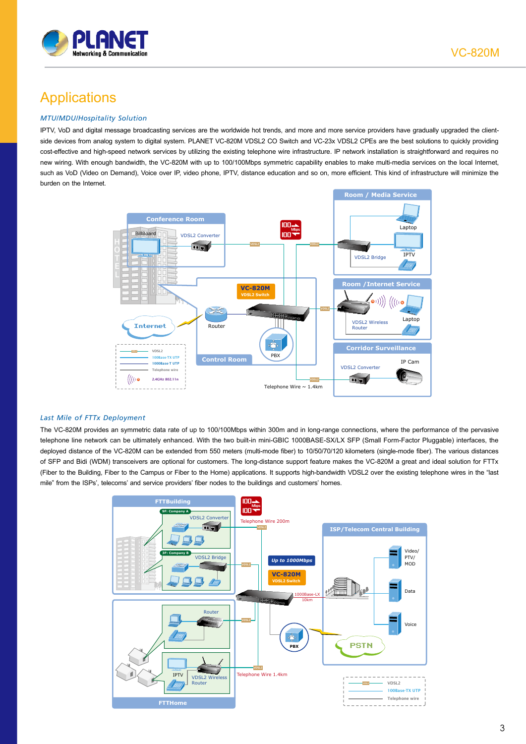## Applications

### *MTU/MDU/Hospitality Solution*

IPTV, VoD and digital message broadcasting services are the worldwide hot trends, and more and more service providers have gradually upgraded the client-side devices from analog system to digital system. PLANET VC-820M VDSL2 CO Switch and VC-23x VDSL2 CPEs are the best solutions to quickly providing cost-effective and high-speed network services by utilizing the existing telephone wire infrastructure. IP network installation is straightforward and requires no new wiring. With enough bandwidth, the VC-820M with up to 100/100Mbps symmetric capability enables to make multi-media services on the local Internet, such as VoD (Video on Demand), Voice over IP, video phone, IPTV, distance education and so on, more efficient. This kind of infrastructure will minimize the burden on the Internet.

### *Last Mile of FTTx Deployment*

The VC-820M provides an symmetric data rate of up to 100/100Mbps within 300m and in long-range connections, where the performance of the pervasive telephone line network can be ultimately enhanced. With the two built-in mini-GBIC 1000BASE-SX/LX SFP (Small Form-Factor Pluggable) interfaces, the deployed distance of the VC-820M can be extended from 550 meters (multi-mode fiber) to 10/50/70/120 kilometers (single-mode fiber). The various distances of SFP and Bidi (WDM) transceivers are optional for customers. The long-distance support feature makes the VC-820M a great and ideal solution for FTTx (Fiber to the Building, Fiber to the Campus or Fiber to the Home) applications. It supports high-bandwidth VDSL2 over the existing telephone wires in the "last mile" from the ISPs', telecoms' and service providers' fiber nodes to the buildings and customers' homes.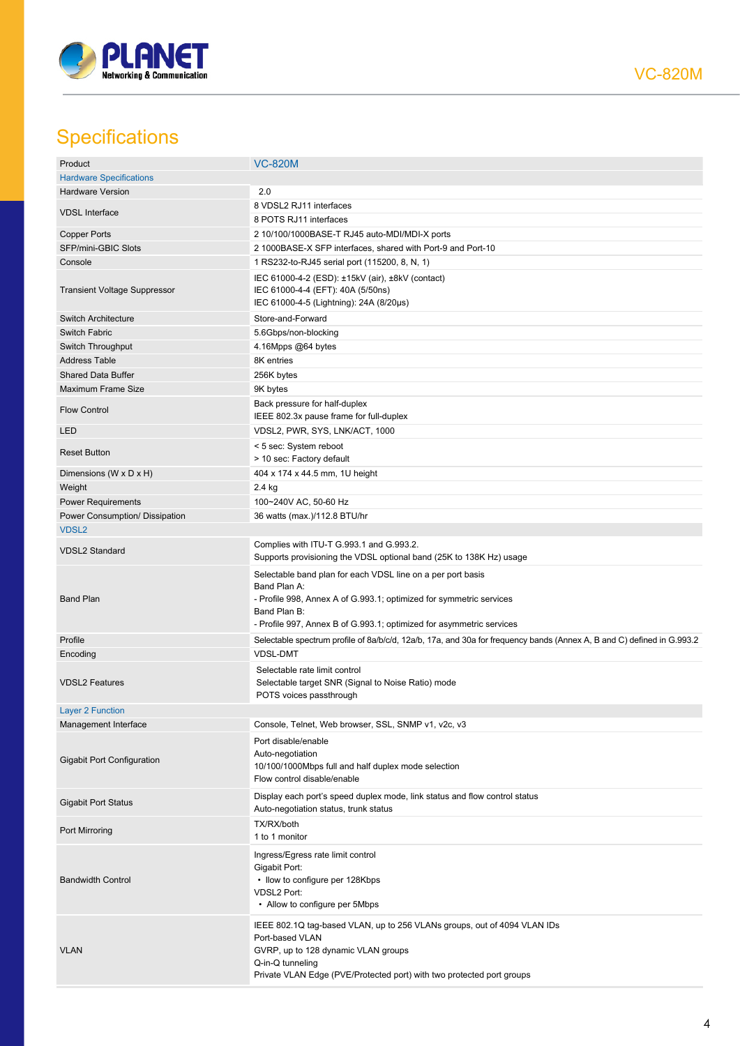## Specifications

| Product | VC-820M |
|---|---|
| **Hardware Specifications** | |
| Hardware Version | 2.0 |
| VDSL Interface | 8 VDSL2 RJ11 interfaces<br>8 POTS RJ11 interfaces |
| Copper Ports | 2 10/100/1000BASE-T RJ45 auto-MDI/MDI-X ports |
| SFP/mini-GBIC Slots | 2 1000BASE-X SFP interfaces, shared with Port-9 and Port-10 |
| Console | 1 RS232-to-RJ45 serial port (115200, 8, N, 1) |
| Transient Voltage Suppressor | IEC 61000-4-2 (ESD): ±15kV (air), ±8kV (contact)<br>IEC 61000-4-4 (EFT): 40A (5/50ns)<br>IEC 61000-4-5 (Lightning): 24A (8/20µs) |
| Switch Architecture | Store-and-Forward |
| Switch Fabric | 5.6Gbps/non-blocking |
| Switch Throughput | 4.16Mpps @64 bytes |
| Address Table | 8K entries |
| Shared Data Buffer | 256K bytes |
| Maximum Frame Size | 9K bytes |
| Flow Control | Back pressure for half-duplex<br>IEEE 802.3x pause frame for full-duplex |
| LED | VDSL2, PWR, SYS, LNK/ACT, 1000 |
| Reset Button | < 5 sec: System reboot<br>> 10 sec: Factory default |
| Dimensions (W x D x H) | 404 x 174 x 44.5 mm, 1U height |
| Weight | 2.4 kg |
| Power Requirements | 100~240V AC, 50-60 Hz |
| Power Consumption/ Dissipation | 36 watts (max.)/112.8 BTU/hr |
| **VDSL2** | |
| VDSL2 Standard | Complies with ITU-T G.993.1 and G.993.2.<br>Supports provisioning the VDSL optional band (25K to 138K Hz) usage |
| Band Plan | Selectable band plan for each VDSL line on a per port basis<br>Band Plan A:<br>- Profile 998, Annex A of G.993.1; optimized for symmetric services<br>Band Plan B:<br>- Profile 997, Annex B of G.993.1; optimized for asymmetric services |
| Profile | Selectable spectrum profile of 8a/b/c/d, 12a/b, 17a, and 30a for frequency bands (Annex A, B and C) defined in G.993.2 |
| Encoding | VDSL-DMT |
| VDSL2 Features | Selectable rate limit control<br>Selectable target SNR (Signal to Noise Ratio) mode<br>POTS voices passthrough |
| **Layer 2 Function** | |
| Management Interface | Console, Telnet, Web browser, SSL, SNMP v1, v2c, v3 |
| Gigabit Port Configuration | Port disable/enable<br>Auto-negotiation<br>10/100/1000Mbps full and half duplex mode selection<br>Flow control disable/enable |
| Gigabit Port Status | Display each port's speed duplex mode, link status and flow control status<br>Auto-negotiation status, trunk status |
| Port Mirroring | TX/RX/both<br>1 to 1 monitor |
| Bandwidth Control | Ingress/Egress rate limit control<br>Gigabit Port:<br>• llow to configure per 128Kbps<br>VDSL2 Port:<br>• Allow to configure per 5Mbps |
| VLAN | IEEE 802.1Q tag-based VLAN, up to 256 VLANs groups, out of 4094 VLAN IDs<br>Port-based VLAN<br>GVRP, up to 128 dynamic VLAN groups<br>Q-in-Q tunneling<br>Private VLAN Edge (PVE/Protected port) with two protected port groups |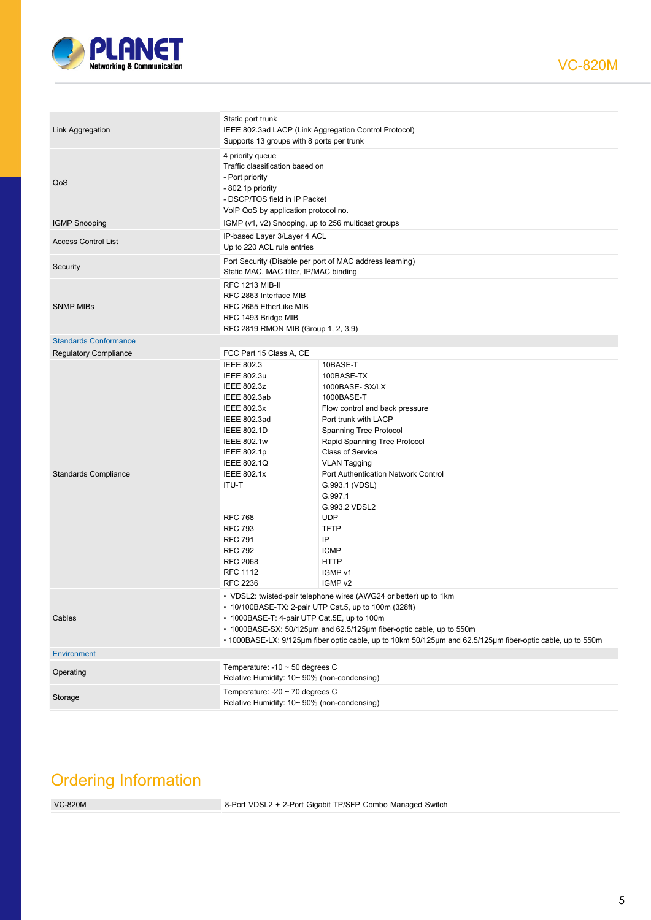| | |
|---|---|
| Link Aggregation | Static port trunk<br>IEEE 802.3ad LACP (Link Aggregation Control Protocol)<br>Supports 13 groups with 8 ports per trunk |
| QoS | 4 priority queue<br>Traffic classification based on<br>- Port priority<br>- 802.1p priority<br>- DSCP/TOS field in IP Packet<br>VoIP QoS by application protocol no. |
| IGMP Snooping | IGMP (v1, v2) Snooping, up to 256 multicast groups |
| Access Control List | IP-based Layer 3/Layer 4 ACL<br>Up to 220 ACL rule entries |
| Security | Port Security (Disable per port of MAC address learning)<br>Static MAC, MAC filter, IP/MAC binding |
| SNMP MIBs | RFC 1213 MIB-II<br>RFC 2863 Interface MIB<br>RFC 2665 EtherLike MIB<br>RFC 1493 Bridge MIB<br>RFC 2819 RMON MIB (Group 1, 2, 3,9) |
| **Standards Conformance** | |
| Regulatory Compliance | FCC Part 15 Class A, CE |
| Standards Compliance | IEEE 802.3 10BASE-T<br>IEEE 802.3u 100BASE-TX<br>IEEE 802.3z 1000BASE- SX/LX<br>IEEE 802.3ab 1000BASE-T<br>IEEE 802.3x Flow control and back pressure<br>IEEE 802.3ad Port trunk with LACP<br>IEEE 802.1D Spanning Tree Protocol<br>IEEE 802.1w Rapid Spanning Tree Protocol<br>IEEE 802.1p Class of Service<br>IEEE 802.1Q VLAN Tagging<br>IEEE 802.1x Port Authentication Network Control<br>ITU-T G.993.1 (VDSL), G.997.1, G.993.2 VDSL2<br>RFC 768 UDP<br>RFC 793 TFTP<br>RFC 791 IP<br>RFC 792 ICMP<br>RFC 2068 HTTP<br>RFC 1112 IGMP v1<br>RFC 2236 IGMP v2 |
| Cables | • VDSL2: twisted-pair telephone wires (AWG24 or better) up to 1km<br>• 10/100BASE-TX: 2-pair UTP Cat.5, up to 100m (328ft)<br>• 1000BASE-T: 4-pair UTP Cat.5E, up to 100m<br>• 1000BASE-SX: 50/125μm and 62.5/125μm fiber-optic cable, up to 550m<br>• 1000BASE-LX: 9/125μm fiber optic cable, up to 10km 50/125μm and 62.5/125μm fiber-optic cable, up to 550m |
| **Environment** | |
| Operating | Temperature: -10 ~ 50 degrees C<br>Relative Humidity: 10~ 90% (non-condensing) |
| Storage | Temperature: -20 ~ 70 degrees C<br>Relative Humidity: 10~ 90% (non-condensing) |

## Ordering Information

| | |
|---|---|
| VC-820M | 8-Port VDSL2 + 2-Port Gigabit TP/SFP Combo Managed Switch |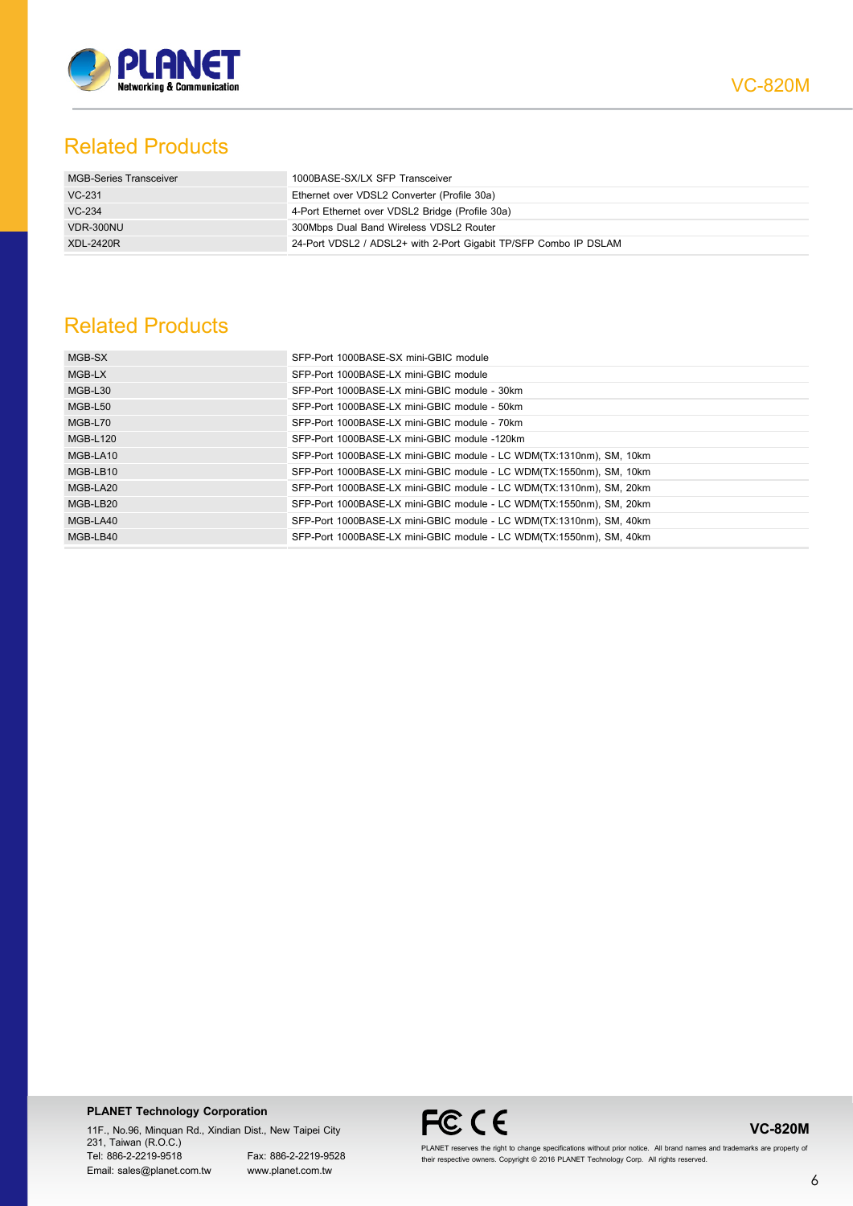## Related Products

| | |
|---|---|
| MGB-Series Transceiver | 1000BASE-SX/LX SFP Transceiver |
| VC-231 | Ethernet over VDSL2 Converter (Profile 30a) |
| VC-234 | 4-Port Ethernet over VDSL2 Bridge (Profile 30a) |
| VDR-300NU | 300Mbps Dual Band Wireless VDSL2 Router |
| XDL-2420R | 24-Port VDSL2 / ADSL2+ with 2-Port Gigabit TP/SFP Combo IP DSLAM |

## Related Products

| | |
|---|---|
| MGB-SX | SFP-Port 1000BASE-SX mini-GBIC module |
| MGB-LX | SFP-Port 1000BASE-LX mini-GBIC module |
| MGB-L30 | SFP-Port 1000BASE-LX mini-GBIC module - 30km |
| MGB-L50 | SFP-Port 1000BASE-LX mini-GBIC module - 50km |
| MGB-L70 | SFP-Port 1000BASE-LX mini-GBIC module - 70km |
| MGB-L120 | SFP-Port 1000BASE-LX mini-GBIC module -120km |
| MGB-LA10 | SFP-Port 1000BASE-LX mini-GBIC module - LC WDM(TX:1310nm), SM, 10km |
| MGB-LB10 | SFP-Port 1000BASE-LX mini-GBIC module - LC WDM(TX:1550nm), SM, 10km |
| MGB-LA20 | SFP-Port 1000BASE-LX mini-GBIC module - LC WDM(TX:1310nm), SM, 20km |
| MGB-LB20 | SFP-Port 1000BASE-LX mini-GBIC module - LC WDM(TX:1550nm), SM, 20km |
| MGB-LA40 | SFP-Port 1000BASE-LX mini-GBIC module - LC WDM(TX:1310nm), SM, 40km |
| MGB-LB40 | SFP-Port 1000BASE-LX mini-GBIC module - LC WDM(TX:1550nm), SM, 40km |

**PLANET Technology Corporation**

11F., No.96, Minquan Rd., Xindian Dist., New Taipei City 231, Taiwan (R.O.C.)
Tel: 886-2-2219-9518 Fax: 886-2-2219-9528
Email: sales@planet.com.tw www.planet.com.tw

PLANET reserves the right to change specifications without prior notice. All brand names and trademarks are property of their respective owners. Copyright © 2016 PLANET Technology Corp. All rights reserved.